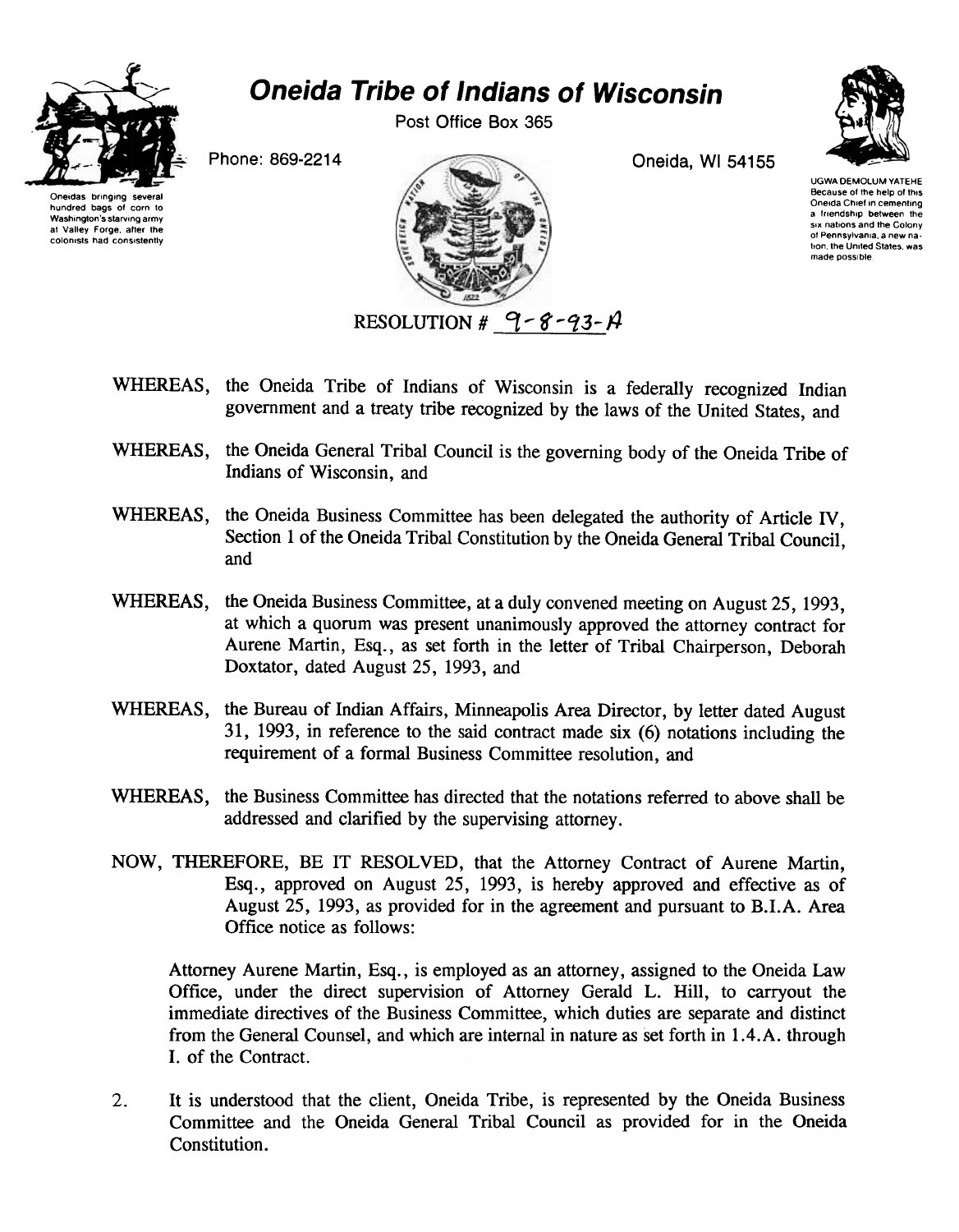# Oneida Tribe of Indians of Wisconsin

Post Office Box 365

Phone: 869-2214

Oneida, WI 54155

Oneidas bringing several hundred bags of corn to Washington's starving army at Valley Forge, after the colonists had consistently

UGWA DEMOLUM YATEHE
Because of the help of this Oneida Chief in cementing a friendship between the six nations and the Colony of Pennsylvania, a new nation, the United States, was made possible.

RESOLUTION # 9-8-93-A

WHEREAS, the Oneida Tribe of Indians of Wisconsin is a federally recognized Indian government and a treaty tribe recognized by the laws of the United States, and

WHEREAS, the Oneida General Tribal Council is the governing body of the Oneida Tribe of Indians of Wisconsin, and

WHEREAS, the Oneida Business Committee has been delegated the authority of Article IV, Section 1 of the Oneida Tribal Constitution by the Oneida General Tribal Council, and

WHEREAS, the Oneida Business Committee, at a duly convened meeting on August 25, 1993, at which a quorum was present unanimously approved the attorney contract for Aurene Martin, Esq., as set forth in the letter of Tribal Chairperson, Deborah Doxtator, dated August 25, 1993, and

WHEREAS, the Bureau of Indian Affairs, Minneapolis Area Director, by letter dated August 31, 1993, in reference to the said contract made six (6) notations including the requirement of a formal Business Committee resolution, and

WHEREAS, the Business Committee has directed that the notations referred to above shall be addressed and clarified by the supervising attorney.

NOW, THEREFORE, BE IT RESOLVED, that the Attorney Contract of Aurene Martin, Esq., approved on August 25, 1993, is hereby approved and effective as of August 25, 1993, as provided for in the agreement and pursuant to B.I.A. Area Office notice as follows:

Attorney Aurene Martin, Esq., is employed as an attorney, assigned to the Oneida Law Office, under the direct supervision of Attorney Gerald L. Hill, to carryout the immediate directives of the Business Committee, which duties are separate and distinct from the General Counsel, and which are internal in nature as set forth in 1.4.A. through I. of the Contract.

2. It is understood that the client, Oneida Tribe, is represented by the Oneida Business Committee and the Oneida General Tribal Council as provided for in the Oneida Constitution.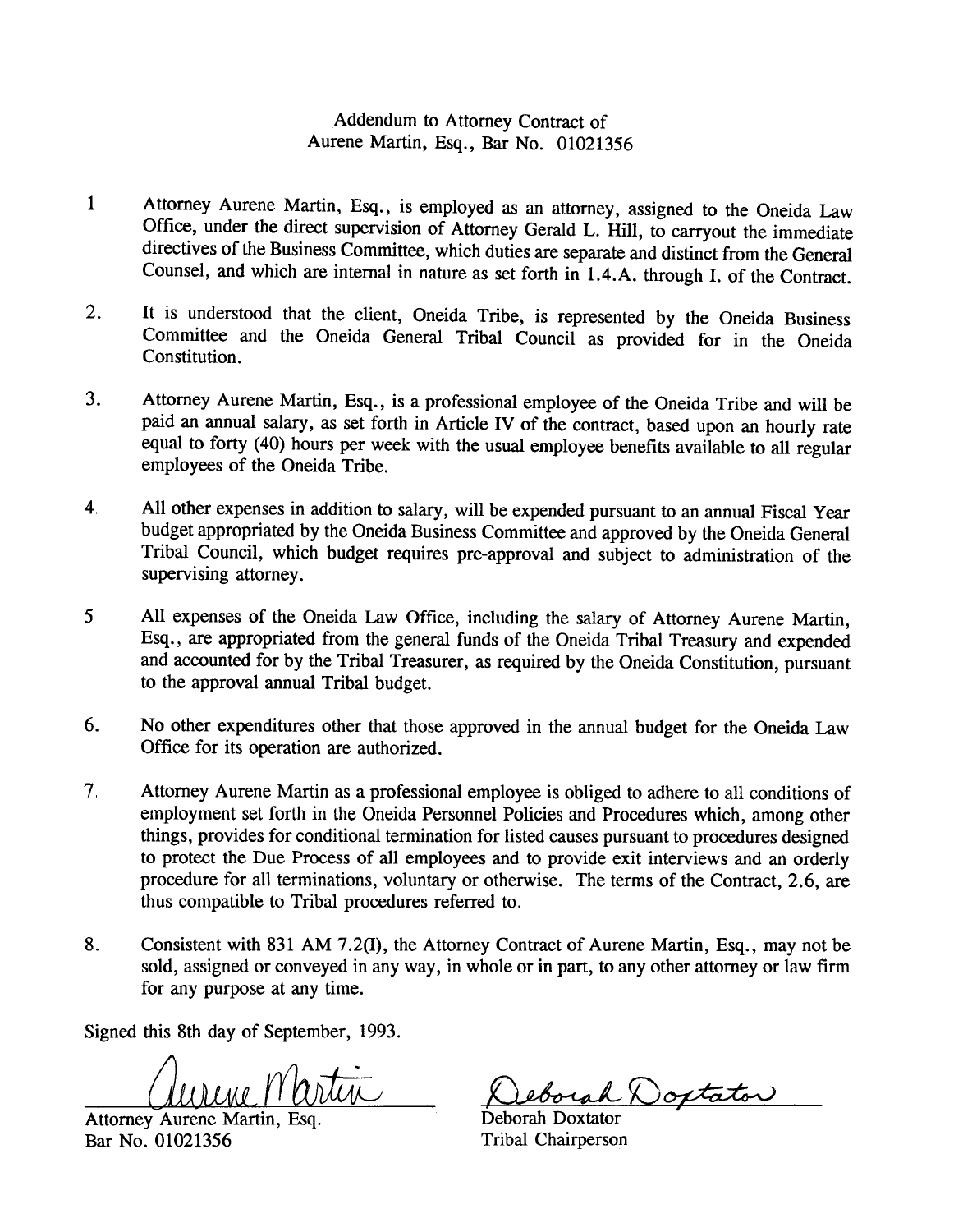Addendum to Attorney Contract of
Aurene Martin, Esq., Bar No. 01021356

1 Attorney Aurene Martin, Esq., is employed as an attorney, assigned to the Oneida Law Office, under the direct supervision of Attorney Gerald L. Hill, to carryout the immediate directives of the Business Committee, which duties are separate and distinct from the General Counsel, and which are internal in nature as set forth in 1.4.A. through I. of the Contract.

2. It is understood that the client, Oneida Tribe, is represented by the Oneida Business Committee and the Oneida General Tribal Council as provided for in the Oneida Constitution.

3. Attorney Aurene Martin, Esq., is a professional employee of the Oneida Tribe and will be paid an annual salary, as set forth in Article IV of the contract, based upon an hourly rate equal to forty (40) hours per week with the usual employee benefits available to all regular employees of the Oneida Tribe.

4. All other expenses in addition to salary, will be expended pursuant to an annual Fiscal Year budget appropriated by the Oneida Business Committee and approved by the Oneida General Tribal Council, which budget requires pre-approval and subject to administration of the supervising attorney.

5 All expenses of the Oneida Law Office, including the salary of Attorney Aurene Martin, Esq., are appropriated from the general funds of the Oneida Tribal Treasury and expended and accounted for by the Tribal Treasurer, as required by the Oneida Constitution, pursuant to the approval annual Tribal budget.

6. No other expenditures other that those approved in the annual budget for the Oneida Law Office for its operation are authorized.

7. Attorney Aurene Martin as a professional employee is obliged to adhere to all conditions of employment set forth in the Oneida Personnel Policies and Procedures which, among other things, provides for conditional termination for listed causes pursuant to procedures designed to protect the Due Process of all employees and to provide exit interviews and an orderly procedure for all terminations, voluntary or otherwise. The terms of the Contract, 2.6, are thus compatible to Tribal procedures referred to.

8. Consistent with 831 AM 7.2(I), the Attorney Contract of Aurene Martin, Esq., may not be sold, assigned or conveyed in any way, in whole or in part, to any other attorney or law firm for any purpose at any time.

Signed this 8th day of September, 1993.

Aurene Martin

Attorney Aurene Martin, Esq.
Bar No. 01021356

Deborah Doxtator

Deborah Doxtator
Tribal Chairperson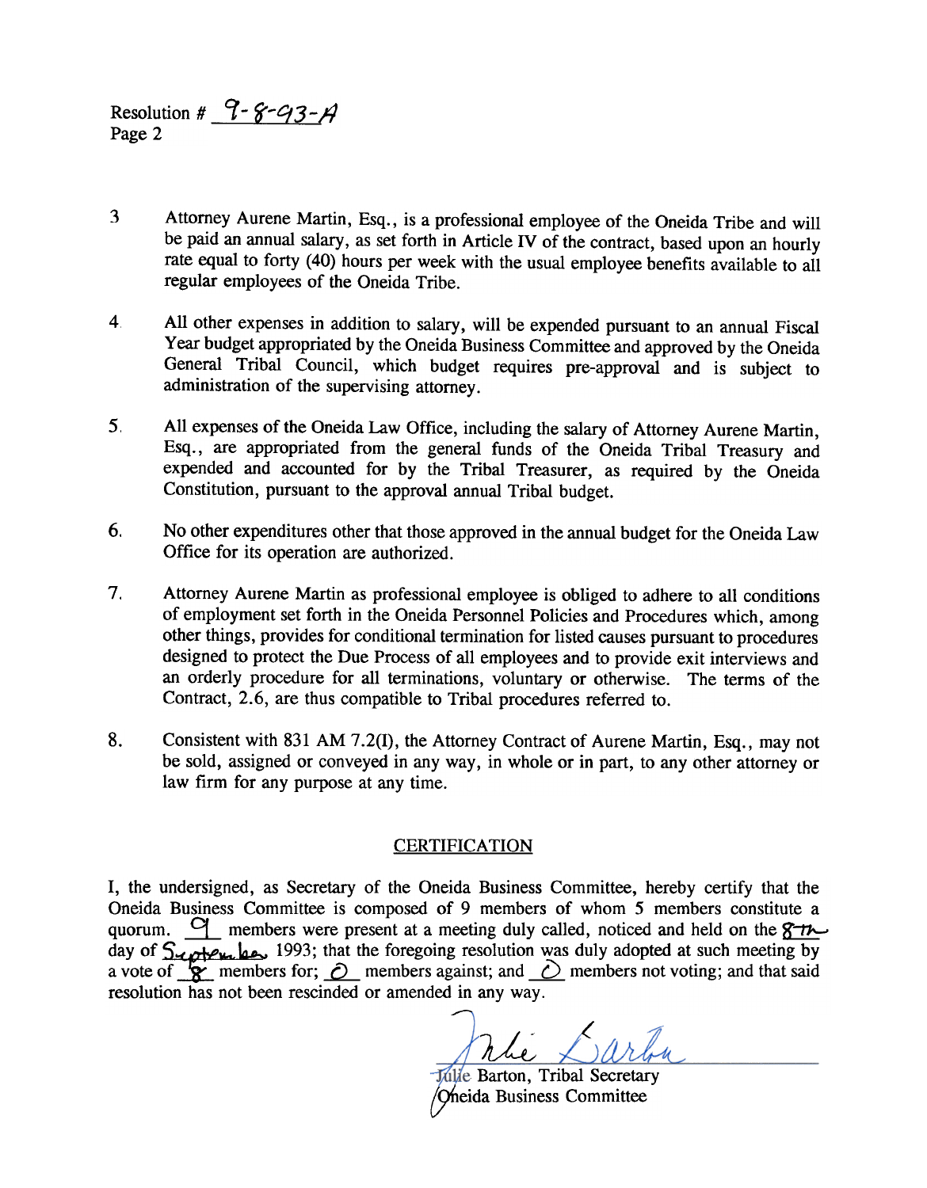Resolution # 9-8-93-A
Page 2

3. Attorney Aurene Martin, Esq., is a professional employee of the Oneida Tribe and will be paid an annual salary, as set forth in Article IV of the contract, based upon an hourly rate equal to forty (40) hours per week with the usual employee benefits available to all regular employees of the Oneida Tribe.

4. All other expenses in addition to salary, will be expended pursuant to an annual Fiscal Year budget appropriated by the Oneida Business Committee and approved by the Oneida General Tribal Council, which budget requires pre-approval and is subject to administration of the supervising attorney.

5. All expenses of the Oneida Law Office, including the salary of Attorney Aurene Martin, Esq., are appropriated from the general funds of the Oneida Tribal Treasury and expended and accounted for by the Tribal Treasurer, as required by the Oneida Constitution, pursuant to the approval annual Tribal budget.

6. No other expenditures other that those approved in the annual budget for the Oneida Law Office for its operation are authorized.

7. Attorney Aurene Martin as professional employee is obliged to adhere to all conditions of employment set forth in the Oneida Personnel Policies and Procedures which, among other things, provides for conditional termination for listed causes pursuant to procedures designed to protect the Due Process of all employees and to provide exit interviews and an orderly procedure for all terminations, voluntary or otherwise. The terms of the Contract, 2.6, are thus compatible to Tribal procedures referred to.

8. Consistent with 831 AM 7.2(I), the Attorney Contract of Aurene Martin, Esq., may not be sold, assigned or conveyed in any way, in whole or in part, to any other attorney or law firm for any purpose at any time.

## CERTIFICATION

I, the undersigned, as Secretary of the Oneida Business Committee, hereby certify that the Oneida Business Committee is composed of 9 members of whom 5 members constitute a quorum. 9 members were present at a meeting duly called, noticed and held on the 8th day of September 1993; that the foregoing resolution was duly adopted at such meeting by a vote of 8 members for; 0 members against; and 0 members not voting; and that said resolution has not been rescinded or amended in any way.

Julie Barton

Julie Barton, Tribal Secretary
Oneida Business Committee